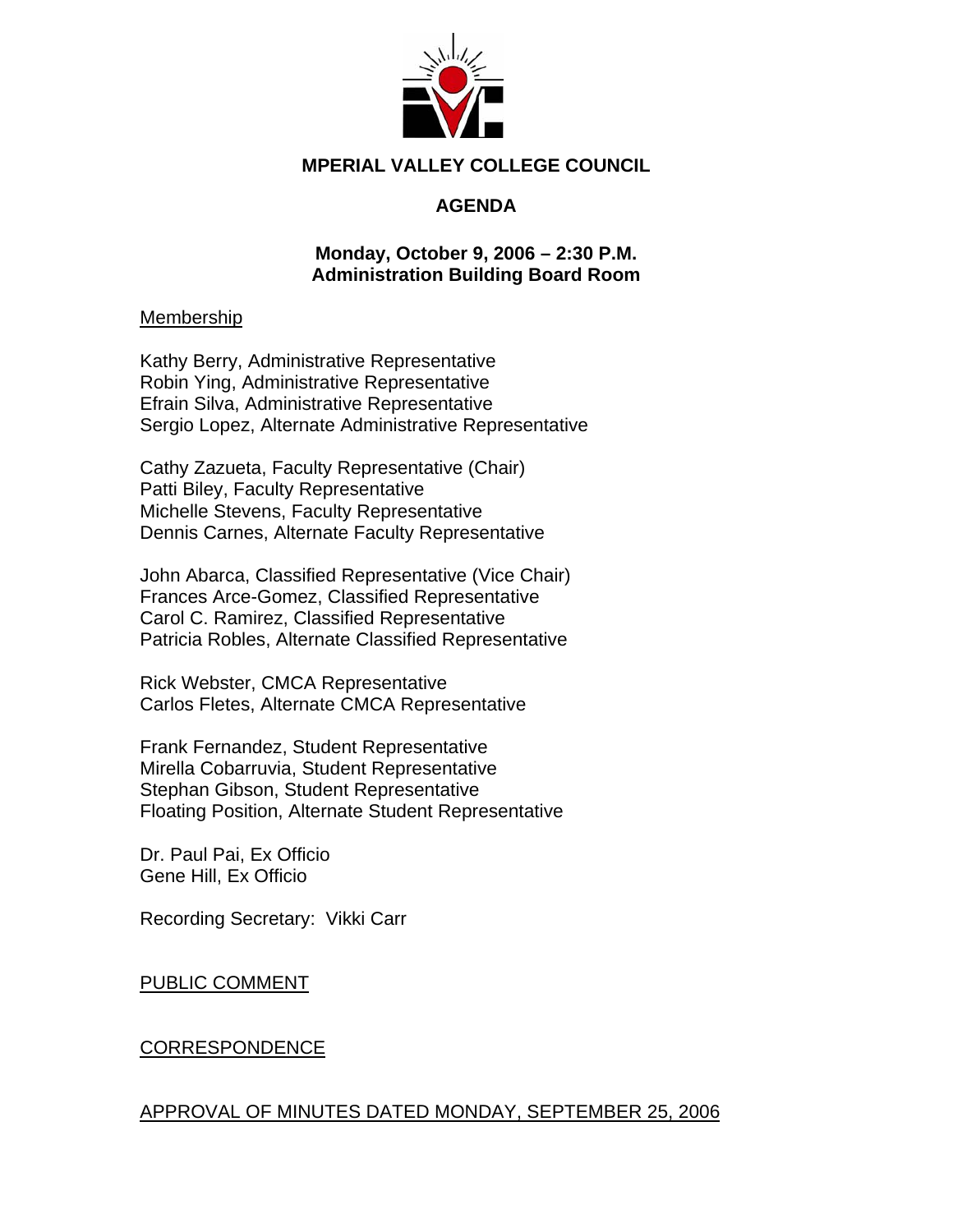## MPERIAL VALLEY COLLEGE COUNCIL

## AGENDA

**Monday, October 9, 2006 – 2:30 P.M.**
**Administration Building Board Room**

Membership

Kathy Berry, Administrative Representative
Robin Ying, Administrative Representative
Efrain Silva, Administrative Representative
Sergio Lopez, Alternate Administrative Representative

Cathy Zazueta, Faculty Representative (Chair)
Patti Biley, Faculty Representative
Michelle Stevens, Faculty Representative
Dennis Carnes, Alternate Faculty Representative

John Abarca, Classified Representative (Vice Chair)
Frances Arce-Gomez, Classified Representative
Carol C. Ramirez, Classified Representative
Patricia Robles, Alternate Classified Representative

Rick Webster, CMCA Representative
Carlos Fletes, Alternate CMCA Representative

Frank Fernandez, Student Representative
Mirella Cobarruvia, Student Representative
Stephan Gibson, Student Representative
Floating Position, Alternate Student Representative

Dr. Paul Pai, Ex Officio
Gene Hill, Ex Officio

Recording Secretary: Vikki Carr

PUBLIC COMMENT

CORRESPONDENCE

APPROVAL OF MINUTES DATED MONDAY, SEPTEMBER 25, 2006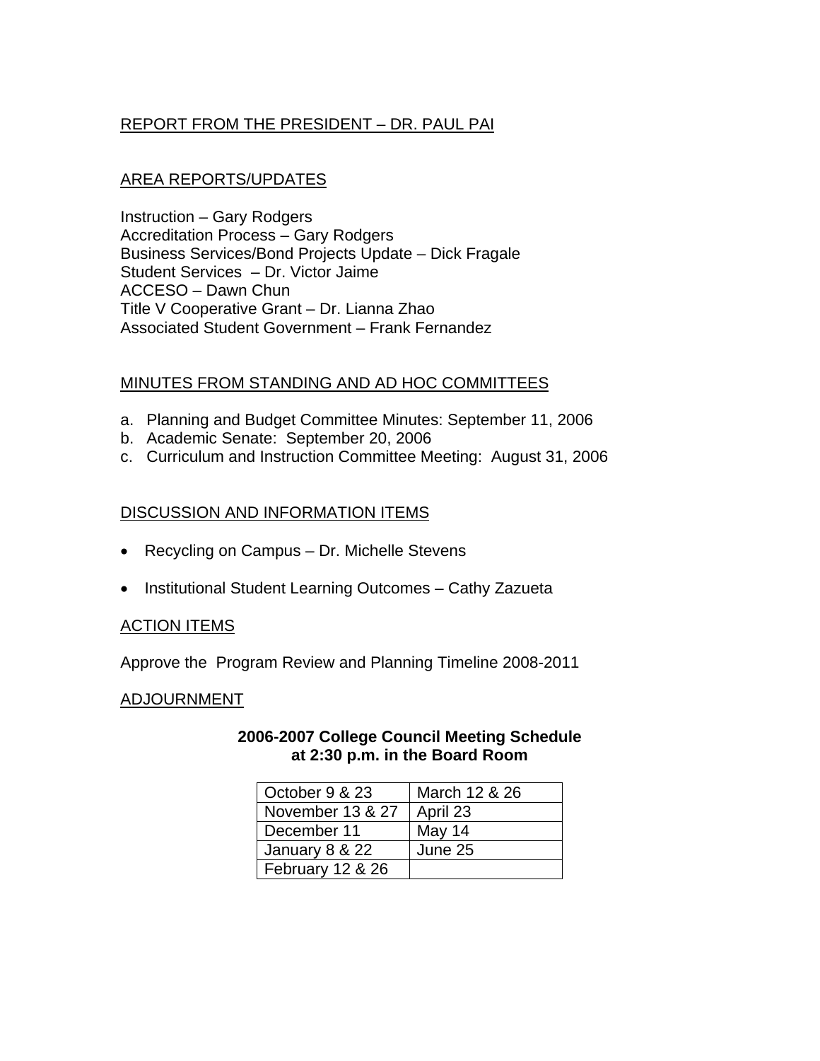## REPORT FROM THE PRESIDENT – DR. PAUL PAI

## AREA REPORTS/UPDATES

Instruction – Gary Rodgers
Accreditation Process – Gary Rodgers
Business Services/Bond Projects Update – Dick Fragale
Student Services – Dr. Victor Jaime
ACCESO – Dawn Chun
Title V Cooperative Grant – Dr. Lianna Zhao
Associated Student Government – Frank Fernandez

## MINUTES FROM STANDING AND AD HOC COMMITTEES

a. Planning and Budget Committee Minutes: September 11, 2006
b. Academic Senate: September 20, 2006
c. Curriculum and Instruction Committee Meeting: August 31, 2006

## DISCUSSION AND INFORMATION ITEMS

- Recycling on Campus – Dr. Michelle Stevens
- Institutional Student Learning Outcomes – Cathy Zazueta

## ACTION ITEMS

Approve the Program Review and Planning Timeline 2008-2011

## ADJOURNMENT

**2006-2007 College Council Meeting Schedule**
**at 2:30 p.m. in the Board Room**

| | |
|---|---|
| October 9 & 23 | March 12 & 26 |
| November 13 & 27 | April 23 |
| December 11 | May 14 |
| January 8 & 22 | June 25 |
| February 12 & 26 | |